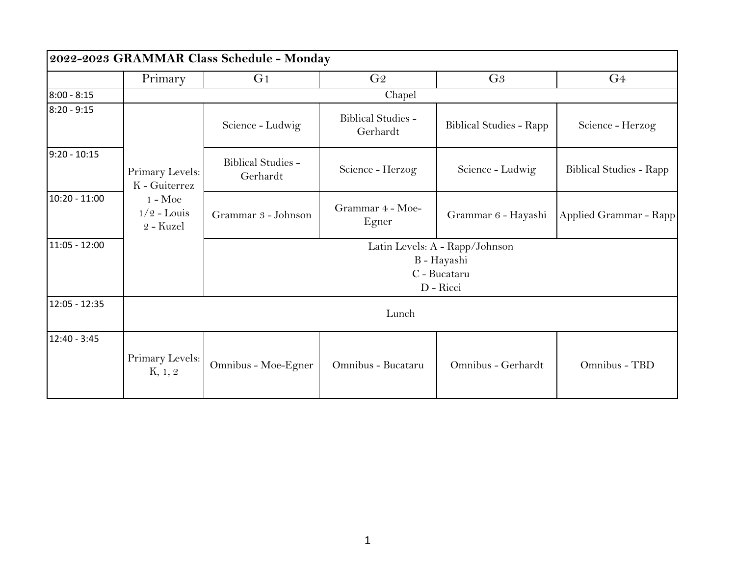**2022-2023 GRAMMAR Class Schedule - Monday**

| | Primary | G1 | G2 | G3 | G4 |
|---|---|---|---|---|---|
| 8:00 - 8:15 | Chapel | | | | |
| 8:20 - 9:15 | Primary Levels: K - Guiterrez 1 - Moe 1/2 - Louis 2 - Kuzel | Science - Ludwig | Biblical Studies - Gerhardt | Biblical Studies - Rapp | Science - Herzog |
| 9:20 - 10:15 | | Biblical Studies - Gerhardt | Science - Herzog | Science - Ludwig | Biblical Studies - Rapp |
| 10:20 - 11:00 | | Grammar 3 - Johnson | Grammar 4 - Moe-Egner | Grammar 6 - Hayashi | Applied Grammar - Rapp |
| 11:05 - 12:00 | | Latin Levels: A - Rapp/Johnson B - Hayashi C - Bucataru D - Ricci | | | |
| 12:05 - 12:35 | Lunch | | | | |
| 12:40 - 3:45 | Primary Levels: K, 1, 2 | Omnibus - Moe-Egner | Omnibus - Bucataru | Omnibus - Gerhardt | Omnibus - TBD |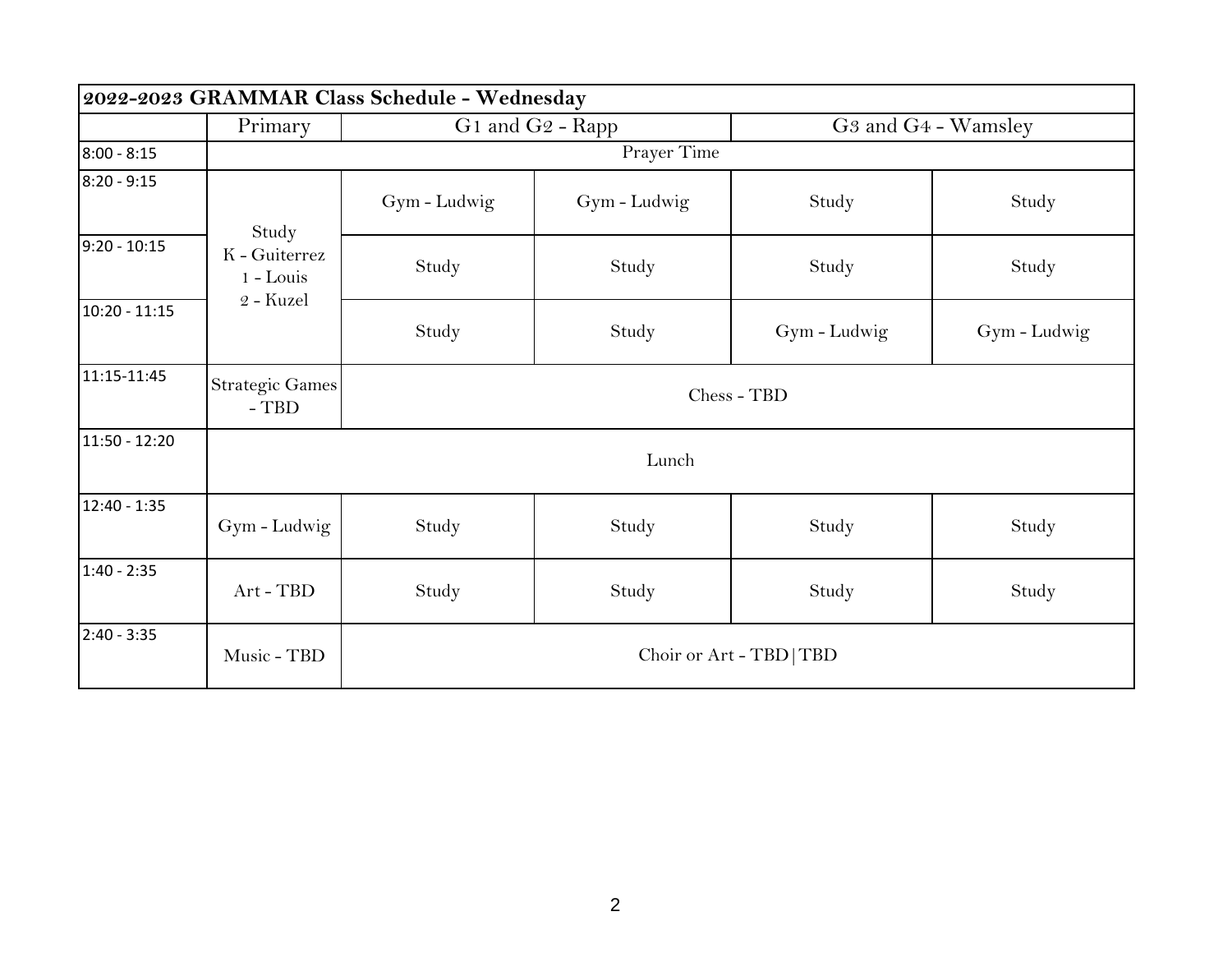| 2022-2023 GRAMMAR Class Schedule - Wednesday | | | | | |
|---|---|---|---|---|---|
| | Primary | G1 and G2 - Rapp | | G3 and G4 - Wamsley | |
| 8:00 - 8:15 | Prayer Time | | | | |
| 8:20 - 9:15 | Study K - Guiterrez 1 - Louis 2 - Kuzel | Gym - Ludwig | Gym - Ludwig | Study | Study |
| 9:20 - 10:15 | | Study | Study | Study | Study |
| 10:20 - 11:15 | | Study | Study | Gym - Ludwig | Gym - Ludwig |
| 11:15-11:45 | Strategic Games - TBD | Chess - TBD | | | |
| 11:50 - 12:20 | Lunch | | | | |
| 12:40 - 1:35 | Gym - Ludwig | Study | Study | Study | Study |
| 1:40 - 2:35 | Art - TBD | Study | Study | Study | Study |
| 2:40 - 3:35 | Music - TBD | Choir or Art - TBD\|TBD | | | |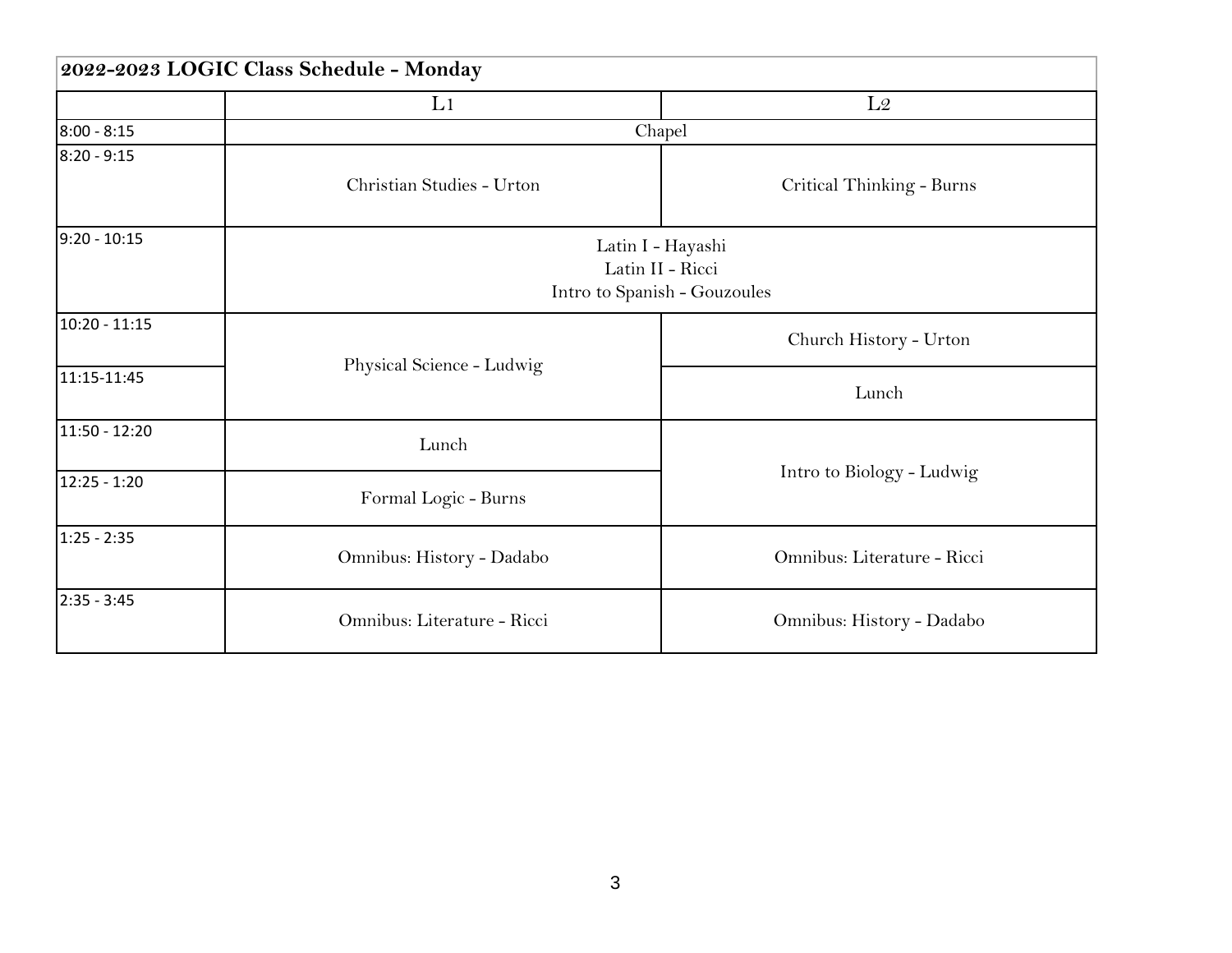| 2022-2023 LOGIC Class Schedule - Monday | | |
|---|---|---|
| | L1 | L2 |
| 8:00 - 8:15 | Chapel | |
| 8:20 - 9:15 | Christian Studies - Urton | Critical Thinking - Burns |
| 9:20 - 10:15 | Latin I - Hayashi<br>Latin II - Ricci<br>Intro to Spanish - Gouzoules | |
| 10:20 - 11:15 | Physical Science - Ludwig | Church History - Urton |
| 11:15-11:45 | | Lunch |
| 11:50 - 12:20 | Lunch | Intro to Biology - Ludwig |
| 12:25 - 1:20 | Formal Logic - Burns | |
| 1:25 - 2:35 | Omnibus: History - Dadabo | Omnibus: Literature - Ricci |
| 2:35 - 3:45 | Omnibus: Literature - Ricci | Omnibus: History - Dadabo |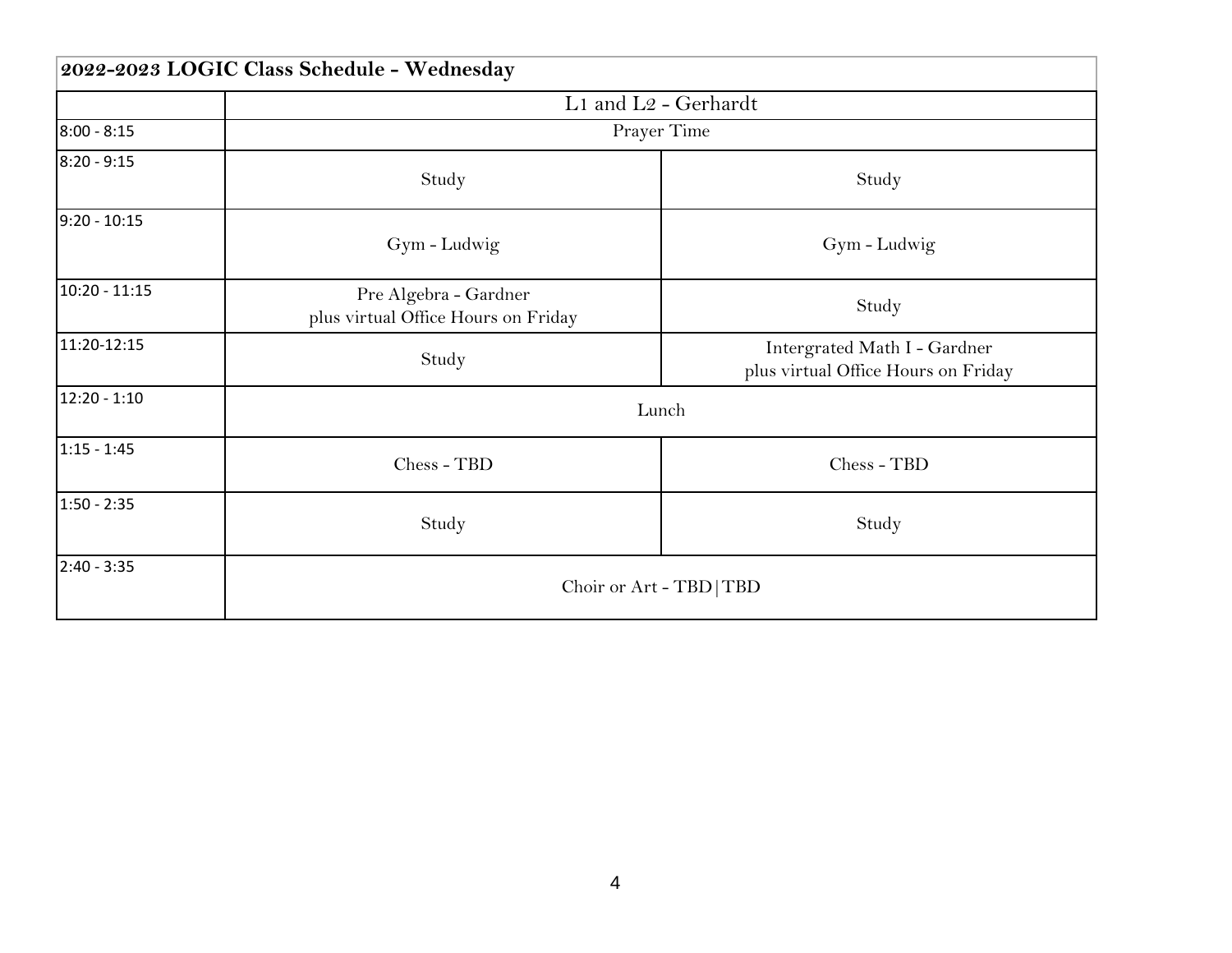| 2022-2023 LOGIC Class Schedule - Wednesday | | |
|---|---|---|
| | L1 and L2 - Gerhardt | |
| 8:00 - 8:15 | Prayer Time | |
| 8:20 - 9:15 | Study | Study |
| 9:20 - 10:15 | Gym - Ludwig | Gym - Ludwig |
| 10:20 - 11:15 | Pre Algebra - Gardner plus virtual Office Hours on Friday | Study |
| 11:20-12:15 | Study | Intergrated Math I - Gardner plus virtual Office Hours on Friday |
| 12:20 - 1:10 | Lunch | |
| 1:15 - 1:45 | Chess - TBD | Chess - TBD |
| 1:50 - 2:35 | Study | Study |
| 2:40 - 3:35 | Choir or Art - TBD\|TBD | |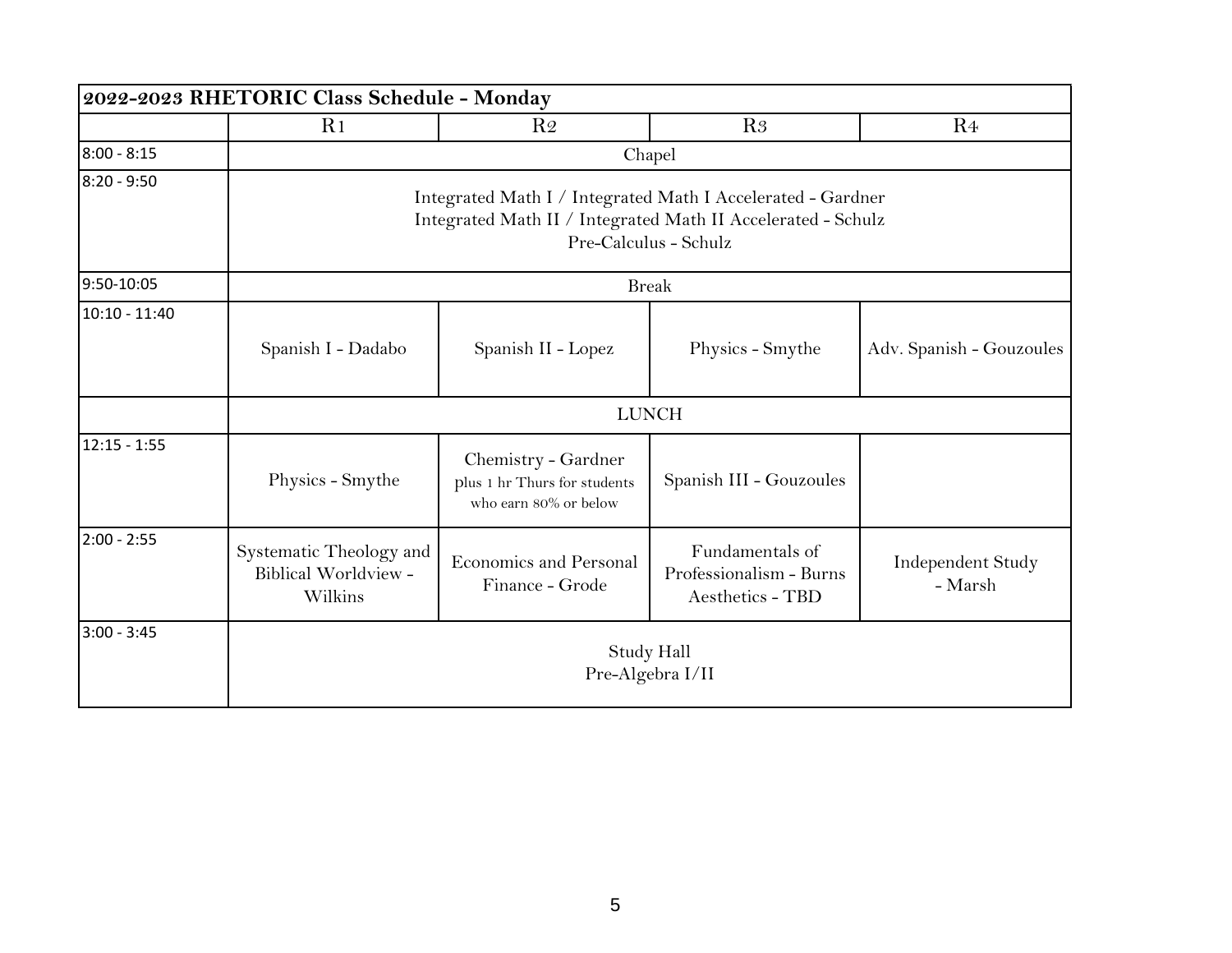| 2022-2023 RHETORIC Class Schedule - Monday | | | | |
|---|---|---|---|---|
| | R1 | R2 | R3 | R4 |
| 8:00 - 8:15 | Chapel | | | |
| 8:20 - 9:50 | Integrated Math I / Integrated Math I Accelerated - Gardner<br>Integrated Math II / Integrated Math II Accelerated - Schulz<br>Pre-Calculus - Schulz | | | |
| 9:50-10:05 | Break | | | |
| 10:10 - 11:40 | Spanish I - Dadabo | Spanish II - Lopez | Physics - Smythe | Adv. Spanish - Gouzoules |
| | LUNCH | | | |
| 12:15 - 1:55 | Physics - Smythe | Chemistry - Gardner<br>plus 1 hr Thurs for students who earn 80% or below | Spanish III - Gouzoules | |
| 2:00 - 2:55 | Systematic Theology and Biblical Worldview - Wilkins | Economics and Personal Finance - Grode | Fundamentals of Professionalism - Burns<br>Aesthetics - TBD | Independent Study - Marsh |
| 3:00 - 3:45 | Study Hall<br>Pre-Algebra I/II | | | |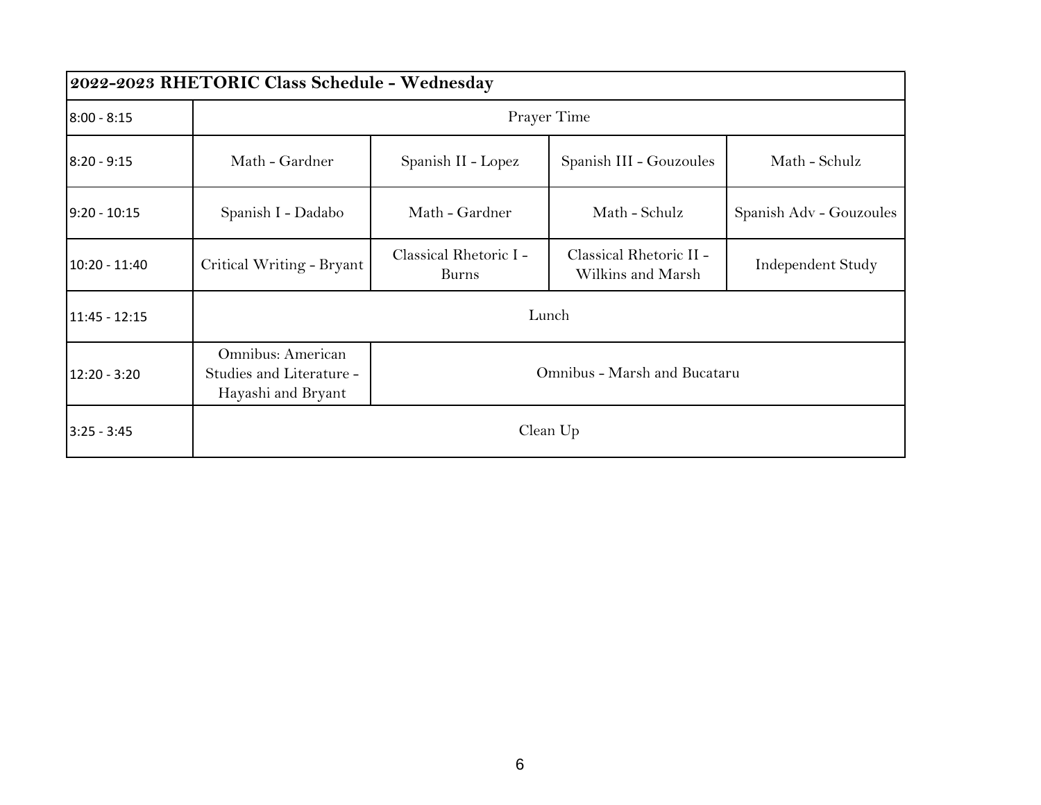| 2022-2023 RHETORIC Class Schedule - Wednesday | | | | |
|---|---|---|---|---|
| 8:00 - 8:15 | Prayer Time | | | |
| 8:20 - 9:15 | Math - Gardner | Spanish II - Lopez | Spanish III - Gouzoules | Math - Schulz |
| 9:20 - 10:15 | Spanish I - Dadabo | Math - Gardner | Math - Schulz | Spanish Adv - Gouzoules |
| 10:20 - 11:40 | Critical Writing - Bryant | Classical Rhetoric I - Burns | Classical Rhetoric II - Wilkins and Marsh | Independent Study |
| 11:45 - 12:15 | Lunch | | | |
| 12:20 - 3:20 | Omnibus: American Studies and Literature - Hayashi and Bryant | Omnibus - Marsh and Bucataru | | |
| 3:25 - 3:45 | Clean Up | | | |